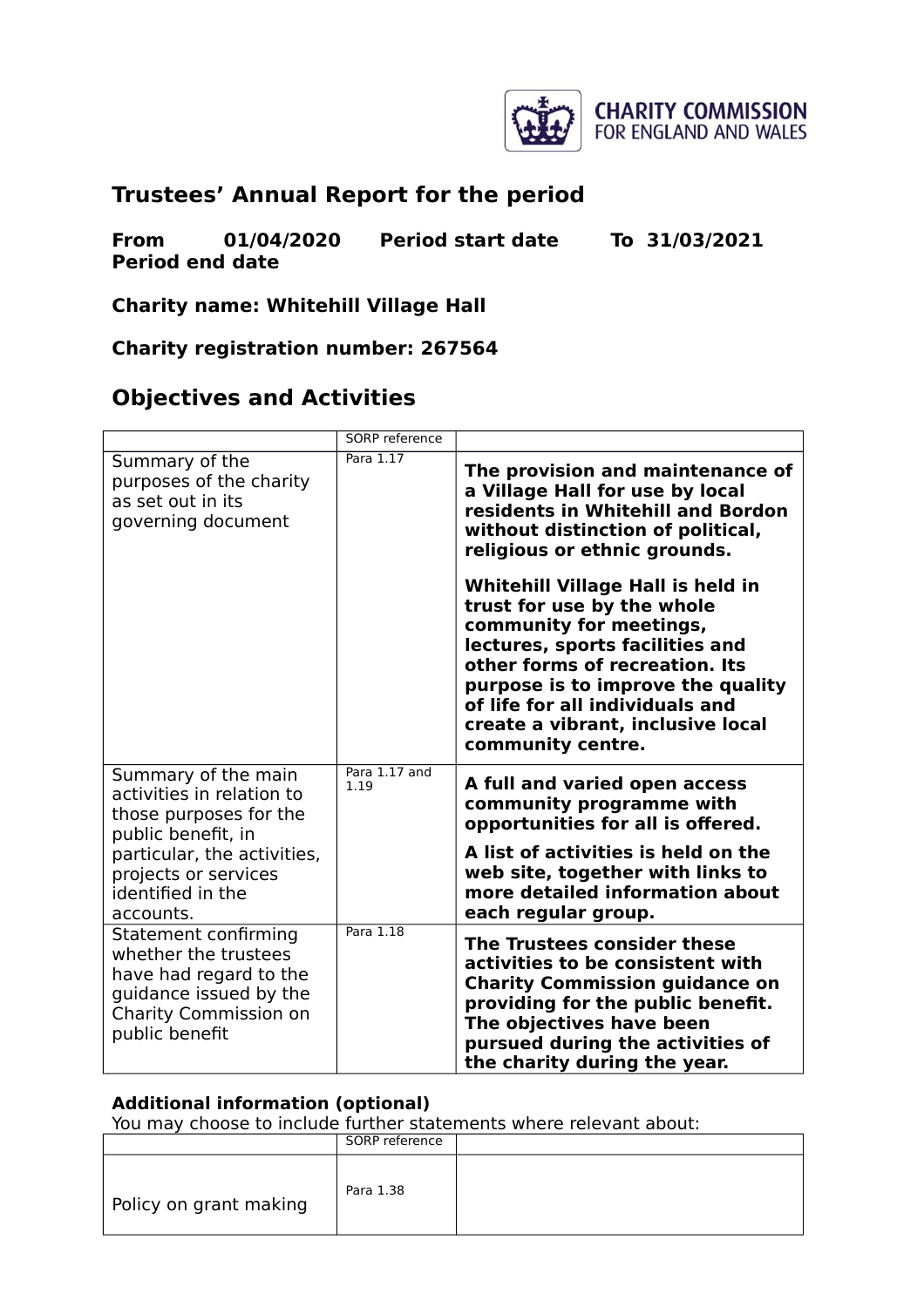CHARITY COMMISSION FOR ENGLAND AND WALES

# Trustees' Annual Report for the period

**From 01/04/2020 Period start date To 31/03/2021 Period end date**

**Charity name: Whitehill Village Hall**

**Charity registration number: 267564**

## Objectives and Activities

| | SORP reference | |
|---|---|---|
| Summary of the purposes of the charity as set out in its governing document | Para 1.17 | **The provision and maintenance of a Village Hall for use by local residents in Whitehill and Bordon without distinction of political, religious or ethnic grounds.** <br><br> **Whitehill Village Hall is held in trust for use by the whole community for meetings, lectures, sports facilities and other forms of recreation. Its purpose is to improve the quality of life for all individuals and create a vibrant, inclusive local community centre.** |
| Summary of the main activities in relation to those purposes for the public benefit, in particular, the activities, projects or services identified in the accounts. | Para 1.17 and 1.19 | **A full and varied open access community programme with opportunities for all is offered.** <br><br> **A list of activities is held on the web site, together with links to more detailed information about each regular group.** |
| Statement confirming whether the trustees have had regard to the guidance issued by the Charity Commission on public benefit | Para 1.18 | **The Trustees consider these activities to be consistent with Charity Commission guidance on providing for the public benefit. The objectives have been pursued during the activities of the charity during the year.** |

**Additional information (optional)**

You may choose to include further statements where relevant about:

| | SORP reference | |
|---|---|---|
| Policy on grant making | Para 1.38 | |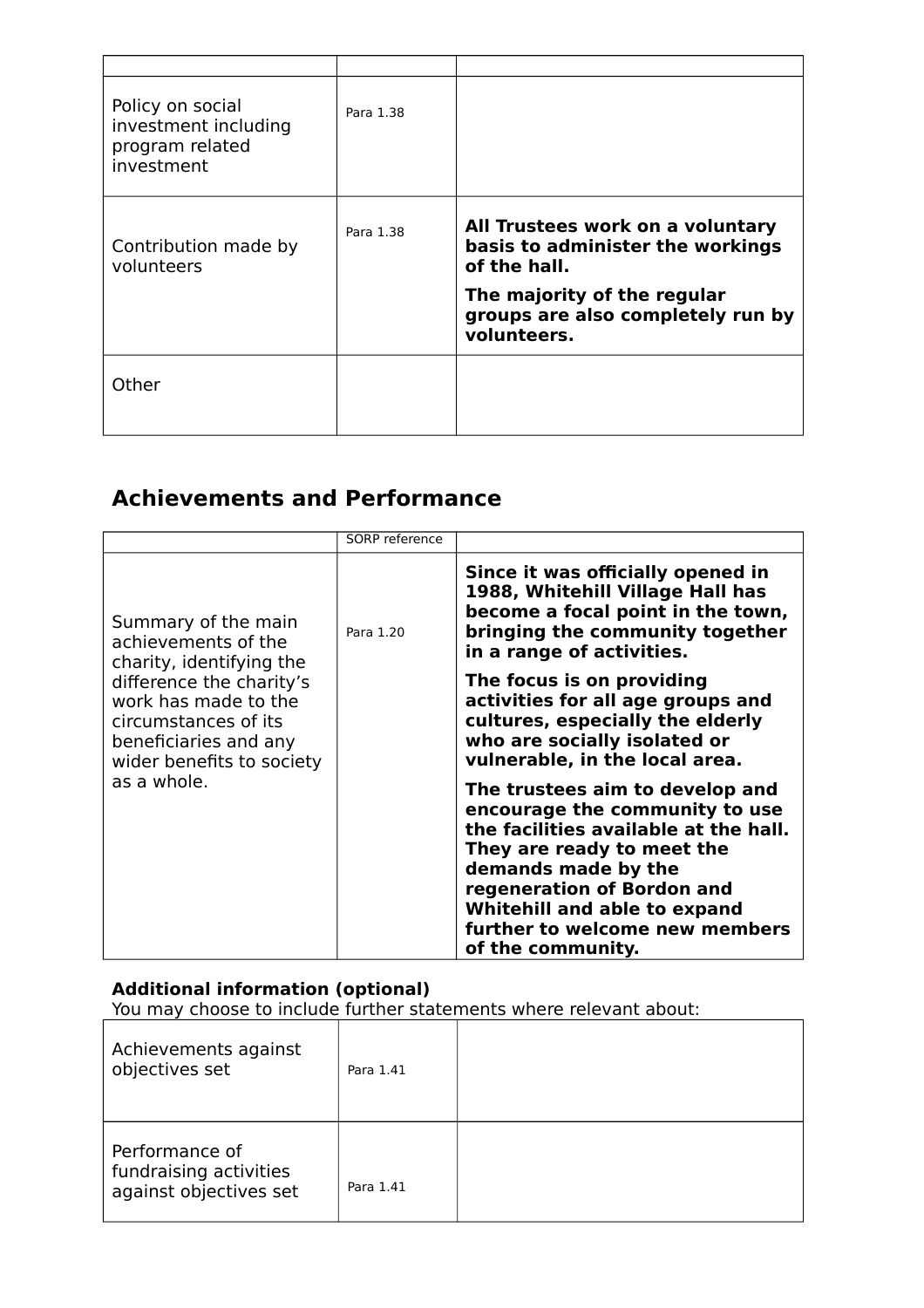| | | |
|---|---|---|
| Policy on social investment including program related investment | Para 1.38 | |
| Contribution made by volunteers | Para 1.38 | **All Trustees work on a voluntary basis to administer the workings of the hall.**<br><br>**The majority of the regular groups are also completely run by volunteers.** |
| Other | | |

## Achievements and Performance

| | SORP reference | |
|---|---|---|
| Summary of the main achievements of the charity, identifying the difference the charity's work has made to the circumstances of its beneficiaries and any wider benefits to society as a whole. | Para 1.20 | **Since it was officially opened in 1988, Whitehill Village Hall has become a focal point in the town, bringing the community together in a range of activities.**<br><br>**The focus is on providing activities for all age groups and cultures, especially the elderly who are socially isolated or vulnerable, in the local area.**<br><br>**The trustees aim to develop and encourage the community to use the facilities available at the hall. They are ready to meet the demands made by the regeneration of Bordon and Whitehill and able to expand further to welcome new members of the community.** |

**Additional information (optional)**
You may choose to include further statements where relevant about:

| | | |
|---|---|---|
| Achievements against objectives set | Para 1.41 | |
| Performance of fundraising activities against objectives set | Para 1.41 | |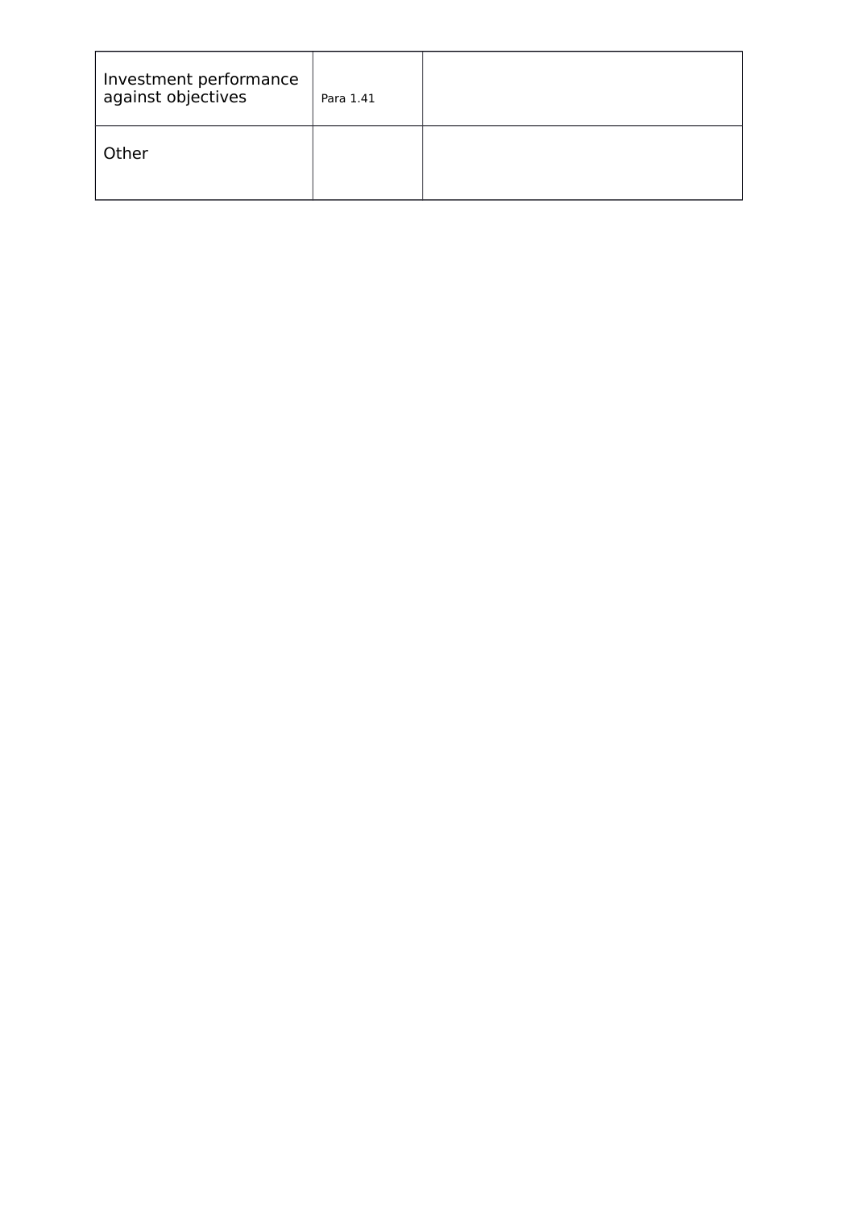| Investment performance against objectives | Para 1.41 | |
|---|---|---|
| Other | | |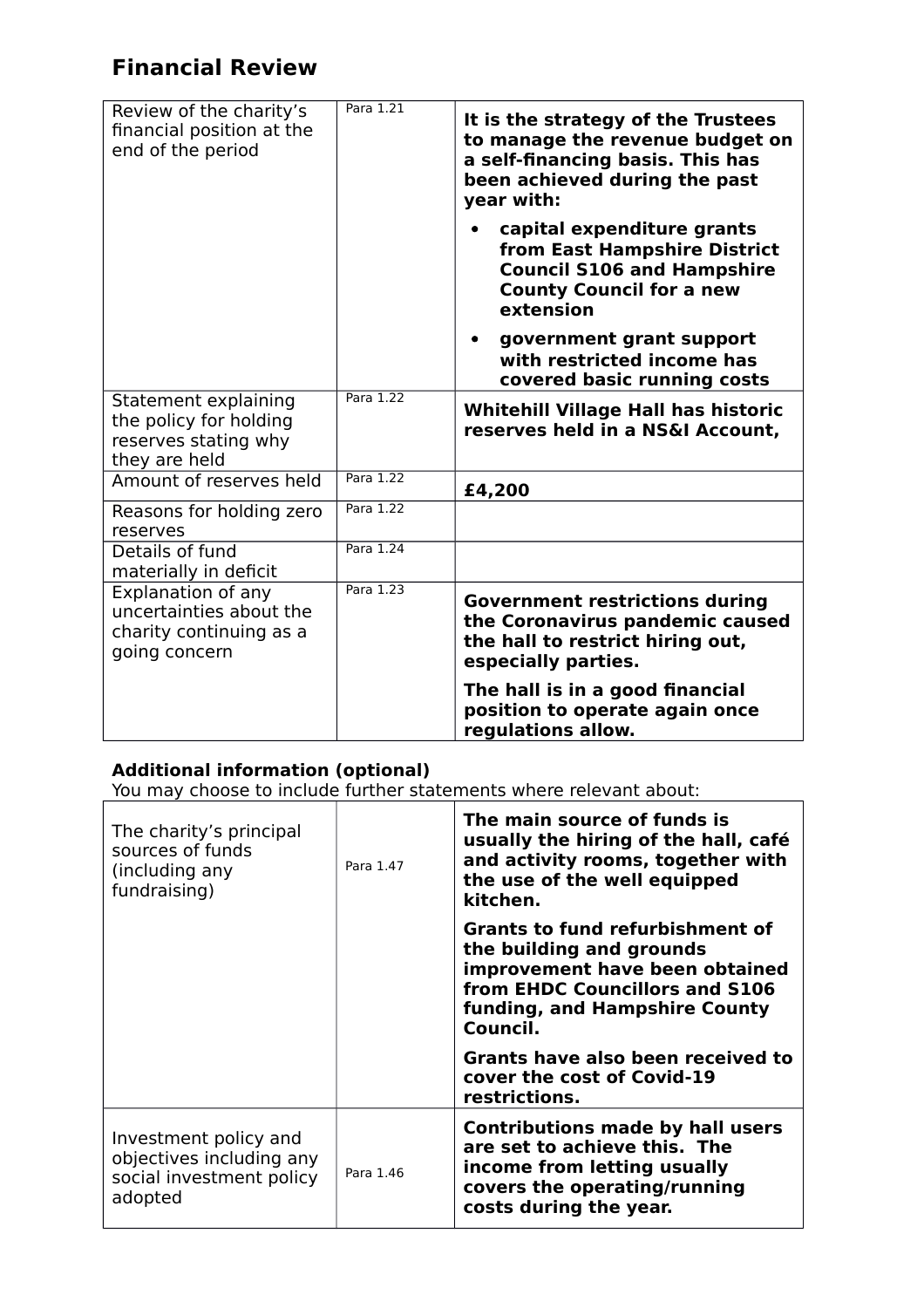## Financial Review

| | | |
|---|---|---|
| Review of the charity's financial position at the end of the period | Para 1.21 | **It is the strategy of the Trustees to manage the revenue budget on a self-financing basis. This has been achieved during the past year with:**<br>• **capital expenditure grants from East Hampshire District Council S106 and Hampshire County Council for a new extension**<br>• **government grant support with restricted income has covered basic running costs** |
| Statement explaining the policy for holding reserves stating why they are held | Para 1.22 | **Whitehill Village Hall has historic reserves held in a NS&I Account,** |
| Amount of reserves held | Para 1.22 | **£4,200** |
| Reasons for holding zero reserves | Para 1.22 | |
| Details of fund materially in deficit | Para 1.24 | |
| Explanation of any uncertainties about the charity continuing as a going concern | Para 1.23 | **Government restrictions during the Coronavirus pandemic caused the hall to restrict hiring out, especially parties.**<br>**The hall is in a good financial position to operate again once regulations allow.** |

**Additional information (optional)**
You may choose to include further statements where relevant about:

| | | |
|---|---|---|
| The charity's principal sources of funds (including any fundraising) | Para 1.47 | **The main source of funds is usually the hiring of the hall, café and activity rooms, together with the use of the well equipped kitchen.**<br>**Grants to fund refurbishment of the building and grounds improvement have been obtained from EHDC Councillors and S106 funding, and Hampshire County Council.**<br>**Grants have also been received to cover the cost of Covid-19 restrictions.** |
| Investment policy and objectives including any social investment policy adopted | Para 1.46 | **Contributions made by hall users are set to achieve this. The income from letting usually covers the operating/running costs during the year.** |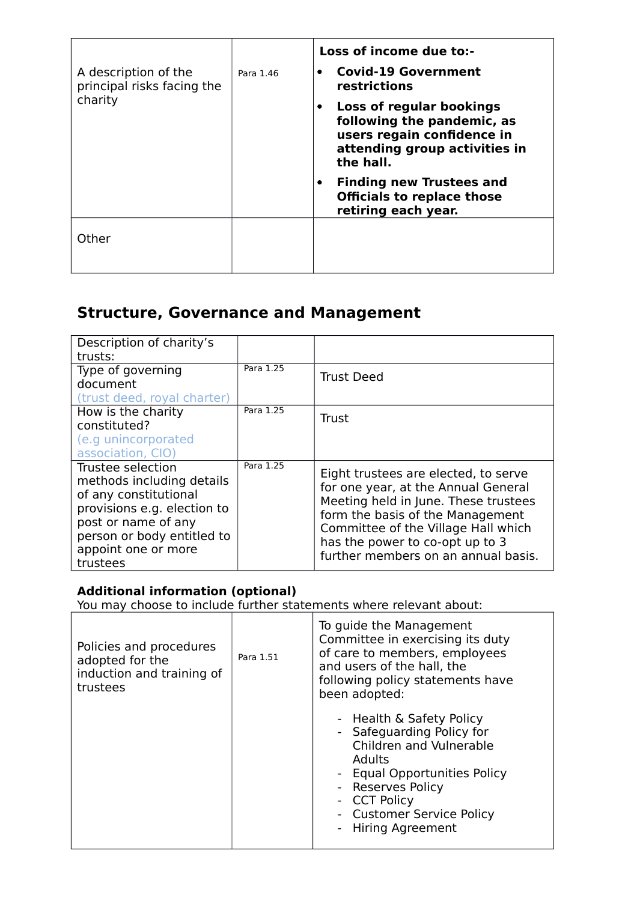| | | |
|---|---|---|
| A description of the principal risks facing the charity | Para 1.46 | **Loss of income due to:-**<br>• **Covid-19 Government restrictions**<br>• **Loss of regular bookings following the pandemic, as users regain confidence in attending group activities in the hall.**<br>• **Finding new Trustees and Officials to replace those retiring each year.** |
| Other | | |

## Structure, Governance and Management

| | | |
|---|---|---|
| Description of charity's trusts: | | |
| Type of governing document (trust deed, royal charter) | Para 1.25 | Trust Deed |
| How is the charity constituted? (e.g unincorporated association, CIO) | Para 1.25 | Trust |
| Trustee selection methods including details of any constitutional provisions e.g. election to post or name of any person or body entitled to appoint one or more trustees | Para 1.25 | Eight trustees are elected, to serve for one year, at the Annual General Meeting held in June. These trustees form the basis of the Management Committee of the Village Hall which has the power to co-opt up to 3 further members on an annual basis. |

**Additional information (optional)**
You may choose to include further statements where relevant about:

| | | |
|---|---|---|
| Policies and procedures adopted for the induction and training of trustees | Para 1.51 | To guide the Management Committee in exercising its duty of care to members, employees and users of the hall, the following policy statements have been adopted:<br>- Health & Safety Policy<br>- Safeguarding Policy for Children and Vulnerable Adults<br>- Equal Opportunities Policy<br>- Reserves Policy<br>- CCT Policy<br>- Customer Service Policy<br>- Hiring Agreement |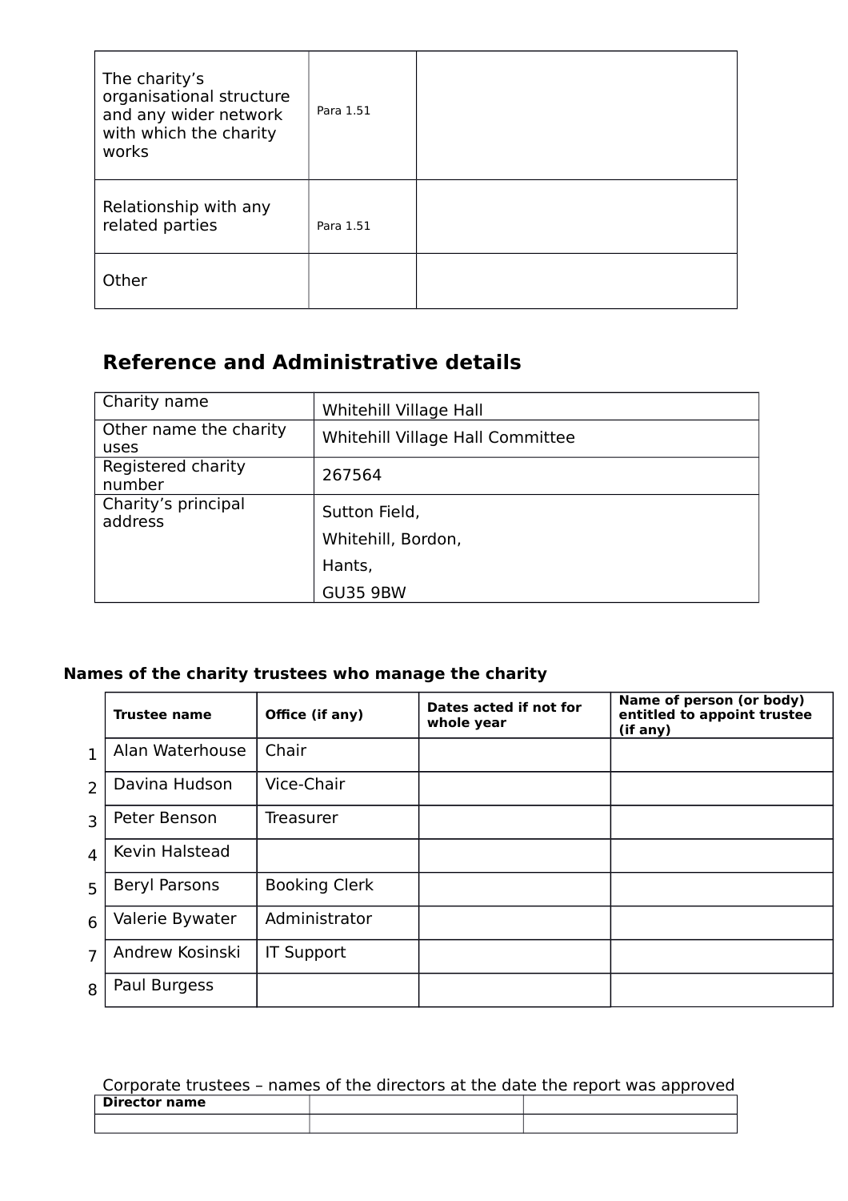| The charity's organisational structure and any wider network with which the charity works | Para 1.51 | |
|---|---|---|
| Relationship with any related parties | Para 1.51 | |
| Other | | |

## Reference and Administrative details

| Charity name | Whitehill Village Hall |
|---|---|
| Other name the charity uses | Whitehill Village Hall Committee |
| Registered charity number | 267564 |
| Charity's principal address | Sutton Field,<br>Whitehill, Bordon,<br>Hants,<br>GU35 9BW |

**Names of the charity trustees who manage the charity**

| | Trustee name | Office (if any) | Dates acted if not for whole year | Name of person (or body) entitled to appoint trustee (if any) |
|---|---|---|---|---|
| 1 | Alan Waterhouse | Chair | | |
| 2 | Davina Hudson | Vice-Chair | | |
| 3 | Peter Benson | Treasurer | | |
| 4 | Kevin Halstead | | | |
| 5 | Beryl Parsons | Booking Clerk | | |
| 6 | Valerie Bywater | Administrator | | |
| 7 | Andrew Kosinski | IT Support | | |
| 8 | Paul Burgess | | | |

Corporate trustees – names of the directors at the date the report was approved

| Director name | | |
|---|---|---|
| | | |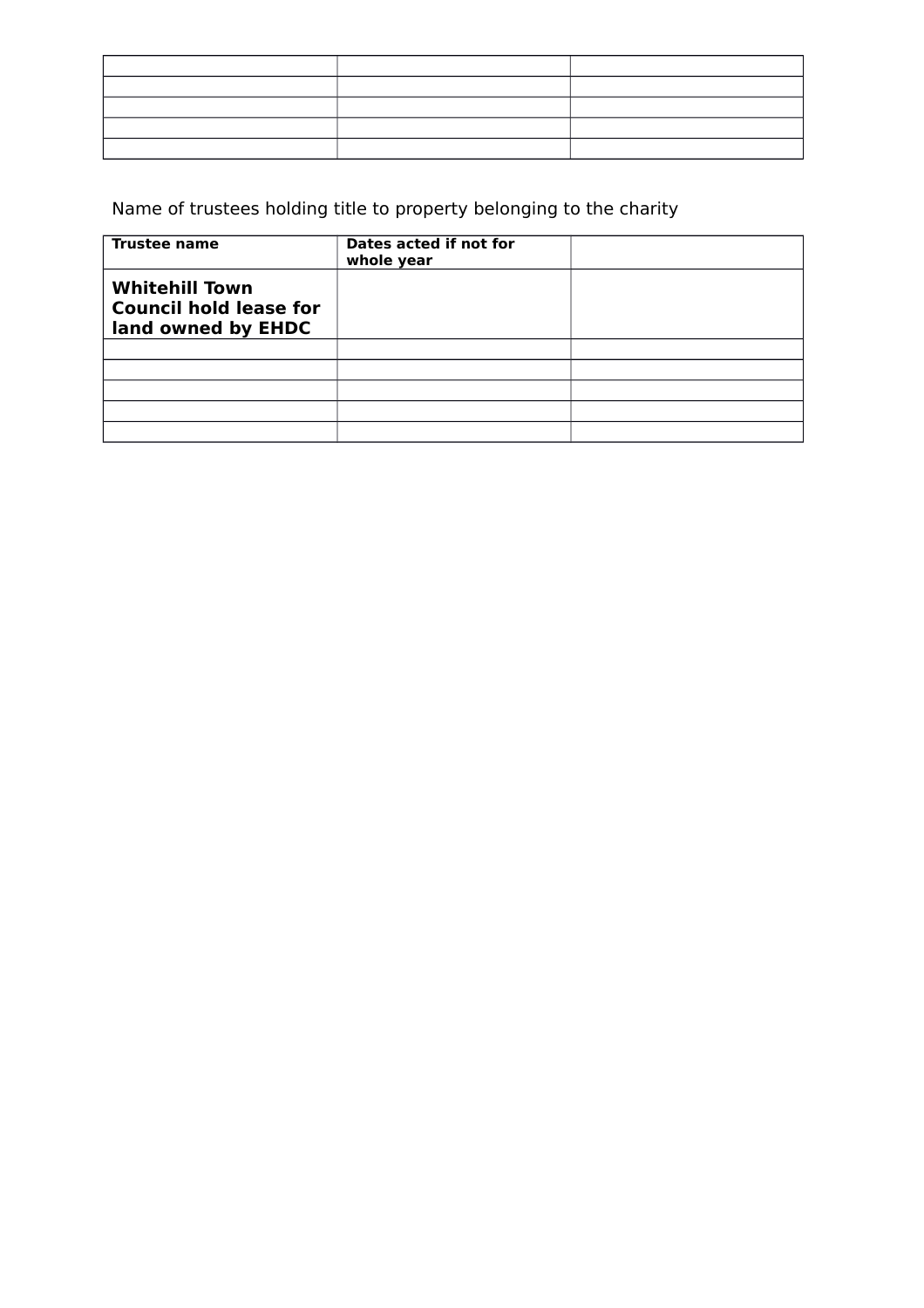| | | |
|---|---|---|
| | | |
| | | |
| | | |
| | | |
| | | |

Name of trustees holding title to property belonging to the charity

| **Trustee name** | **Dates acted if not for whole year** | |
|---|---|---|
| **Whitehill Town Council hold lease for land owned by EHDC** | | |
| | | |
| | | |
| | | |
| | | |
| | | |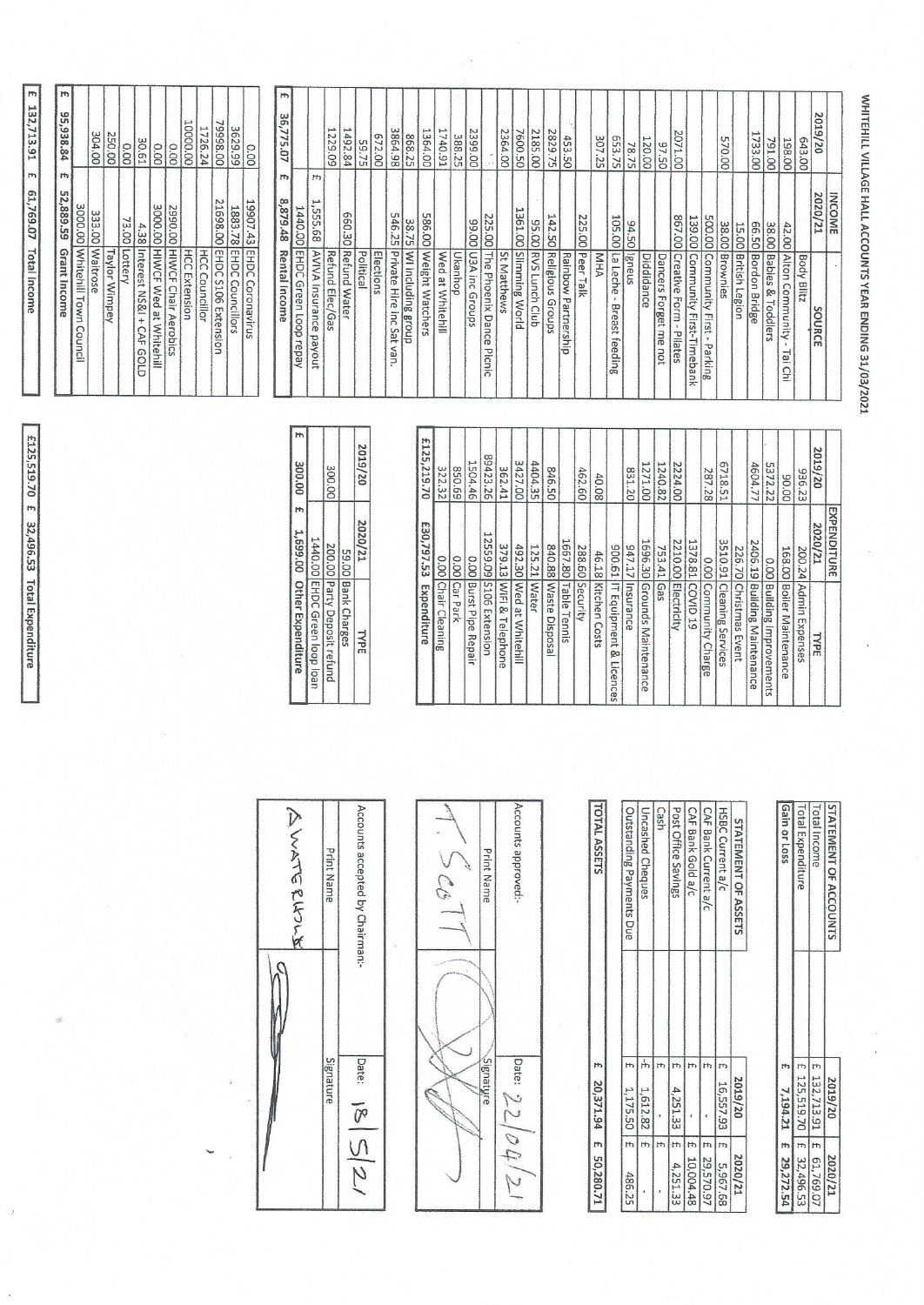# WHITEHILL VILLAGE HALL ACCOUNTS YEAR ENDING 31/03/2021

## INCOME

| 2019/20 | 2020/21 | SOURCE |
|---|---|---|
| 643.00 | | Body Blitz |
| 198.00 | 42.00 | Alton Community - Tai Chi |
| 791.00 | 38.00 | Babies & Toddlers |
| 1733.00 | 66.50 | Bordon Bridge |
| | 15.00 | British Legion |
| 570.00 | 38.00 | Brownies |
| | 500.00 | Community First - Parking |
| | 139.00 | Community First-Timebank |
| 2071.00 | 867.00 | Creative Form - Pilates |
| 97.50 | | Dancers Forget me not |
| 120.00 | | Diddidance |
| 78.75 | 94.50 | Igneus |
| 653.75 | 105.00 | La Leche - Breast feeding |
| 307.25 | | MHA |
| | 225.00 | Peer Talk |
| 453.50 | | Rainbow Partnership |
| 2829.75 | 142.50 | Religious Groups |
| 2185.00 | 95.00 | RVS Lunch Club |
| 7600.50 | 1361.00 | Slimming World |
| 2364.00 | | St Matthews |
| | 225.00 | The Phoenix Dance Picnic |
| 2399.00 | 99.00 | U3A inc Groups |
| 388.25 | | Ukanhop |
| 1740.91 | | Wed at Whitehill |
| 1364.00 | 586.00 | Weight Watchers |
| 868.25 | 38.75 | WI including group |
| 3864.98 | 546.25 | Private Hire inc Sat van. |
| 672.00 | | Elections |
| 59.75 | | Political |
| 1492.84 | 660.30 | Refund Water |
| 1229.09 | | Refund Elec/Gas |
| | £ 1,555.68 | AVIVA Insurance payout |
| | 1440.00 | EHDC Green Loop repay |
| **£ 36,775.07** | **£ 8,879.48** | **Rental Income** |
| 0.00 | 19907.43 | EHDC Coronavirus |
| 3629.99 | 1883.78 | EHDC Councillors |
| 79998.00 | 21698.00 | EHDC S106 Extension |
| 1726.24 | | HCC Councillor |
| 10000.00 | | HCC Extension |
| 0.00 | 2990.00 | HIWCF Chair Aerobics |
| 0.00 | 3000.00 | HIWCF Wed at Whitehill |
| 30.61 | 4.38 | Interest NS&I + CAF GOLD |
| 0.00 | 73.00 | Lottery |
| 250.00 | | Taylor Wimpey |
| 304.00 | 333.00 | Waitrose |
| | 3000.00 | Whitehill Town Council |
| **£ 95,938.84** | **£ 52,889.59** | **Grant Income** |
| **£ 132,713.91** | **£ 61,769.07** | **Total Income** |

## EXPENDITURE

| 2019/20 | 2020/21 | TYPE |
|---|---|---|
| 936.23 | 200.24 | Admin Expenses |
| 90.00 | 168.00 | Boiler Maintenance |
| 5372.22 | 0.00 | Building Improvements |
| 4604.77 | 2406.19 | Building Maintenance |
| | 226.70 | Christmas Event |
| 6718.51 | 3510.91 | Cleaning Services |
| 287.28 | 0.00 | Community Charge |
| | 1378.81 | COVID 19 |
| 2224.00 | 2210.00 | Electricity |
| 1240.82 | 753.41 | Gas |
| 1271.00 | 1696.30 | Grounds Maintenance |
| 831.20 | 947.17 | Insurance |
| | 900.61 | IT Equipment & Licences |
| 40.08 | 46.18 | Kitchen Costs |
| 462.60 | 288.60 | Security |
| | 1667.80 | Table Tennis |
| 846.50 | 840.88 | Waste Disposal |
| 4404.35 | 125.21 | Water |
| 3427.00 | 492.30 | Wed at Whitehill |
| 362.41 | 379.13 | WiFi & Telephone |
| 89423.26 | 12559.09 | S106 Extension |
| 1504.46 | 0.00 | Burst Pipe Repair |
| 850.69 | 0.00 | Car Park |
| 322.32 | 0.00 | Chair Cleaning |
| **£125,219.70** | **£30,797.53** | **Expenditure** |

| 2019/20 | 2020/21 | TYPE |
|---|---|---|
| | 59.00 | Bank Charges |
| 300.00 | 200.00 | Party Deposit refund |
| | 1440.00 | EHDC Green loop loan |
| **£ 300.00** | **£ 1,699.00** | **Other Expenditure** |

| £125,519.70 | £ 32,496.53 | Total Expenditure |
|---|---|---|

## STATEMENT OF ACCOUNTS

| STATEMENT OF ACCOUNTS | 2019/20 | 2020/21 |
|---|---|---|
| Total Income | £ 132,713.91 | £ 61,769.07 |
| Total Expenditure | £ 125,519.70 | £ 32,496.53 |
| **Gain or Loss** | **£ 7,194.21** | **£ 29,272.54** |

| STATEMENT OF ASSETS | 2019/20 | 2020/21 |
|---|---|---|
| HSBC Current a/c | £ 16,557.93 | £ 5,967.68 |
| CAF Bank Current a/c | £ - | £ 29,570.97 |
| CAF Bank Gold a/c | £ - | £ 10,004.48 |
| Post Office Savings | £ 4,251.33 | £ 4,251.33 |
| Cash | £ - | £ - |
| Uncashed Cheques | -£ 1,612.82 | £ - |
| Outstanding Payments Due | £ 1,175.50 | £ 486.25 |
| **TOTAL ASSETS** | **£ 20,371.94** | **£ 50,280.71** |

| Accounts approved:- | Date: 22/04/21 |
|---|---|
| Print Name | Signature |
| T. SCOTT | [signature] |

| Accounts accepted by Chairman:- | Date: 18/5/21 |
|---|---|
| Print Name | Signature |
| A WATERHOUSE | [signature] |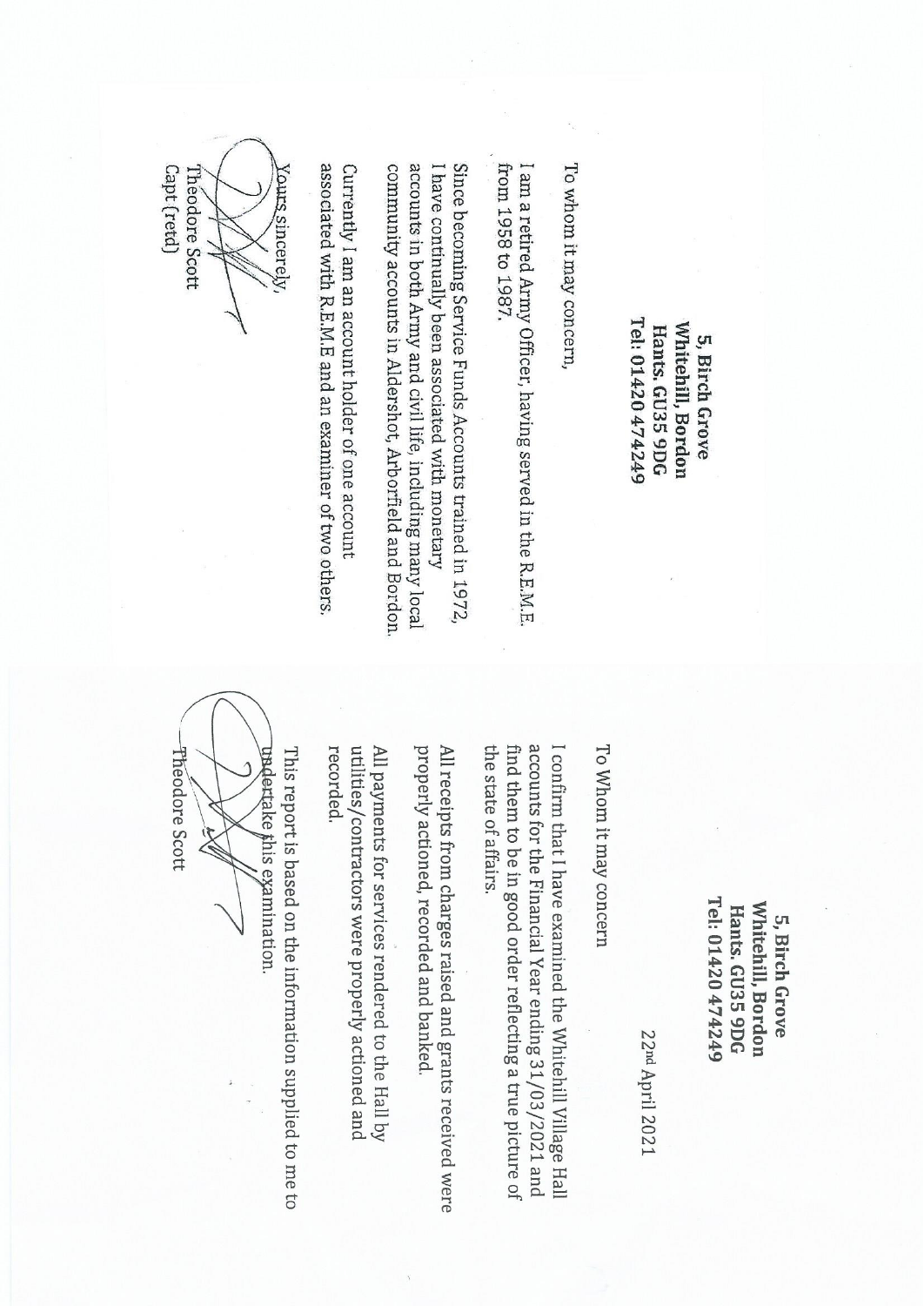**5, Birch Grove**
**Whitehill, Bordon**
**Hants. GU35 9DG**
**Tel: 01420 474249**

To whom it may concern,

I am a retired Army Officer, having served in the R.E.M.E. from 1958 to 1987.

Since becoming Service Funds Accounts trained in 1972, I have continually been associated with monetary accounts in both Army and civil life, including many local community accounts in Aldershot, Arborfield and Bordon.

Currently I am an account holder of one account associated with R.E.M.E and an examiner of two others.

Yours sincerely,

Theodore Scott
Capt (retd)

---

**5, Birch Grove**
**Whitehill, Bordon**
**Hants. GU35 9DG**
**Tel: 01420 474249**

22nd April 2021

To Whom it may concern

I confirm that I have examined the Whitehill Village Hall accounts for the Financial Year ending 31/03/2021 and find them to be in good order reflecting a true picture of the state of affairs.

All receipts from charges raised and grants received were properly actioned, recorded and banked.

All payments for services rendered to the Hall by utilities/contractors were properly actioned and recorded.

This report is based on the information supplied to me to undertake this examination.

Theodore Scott